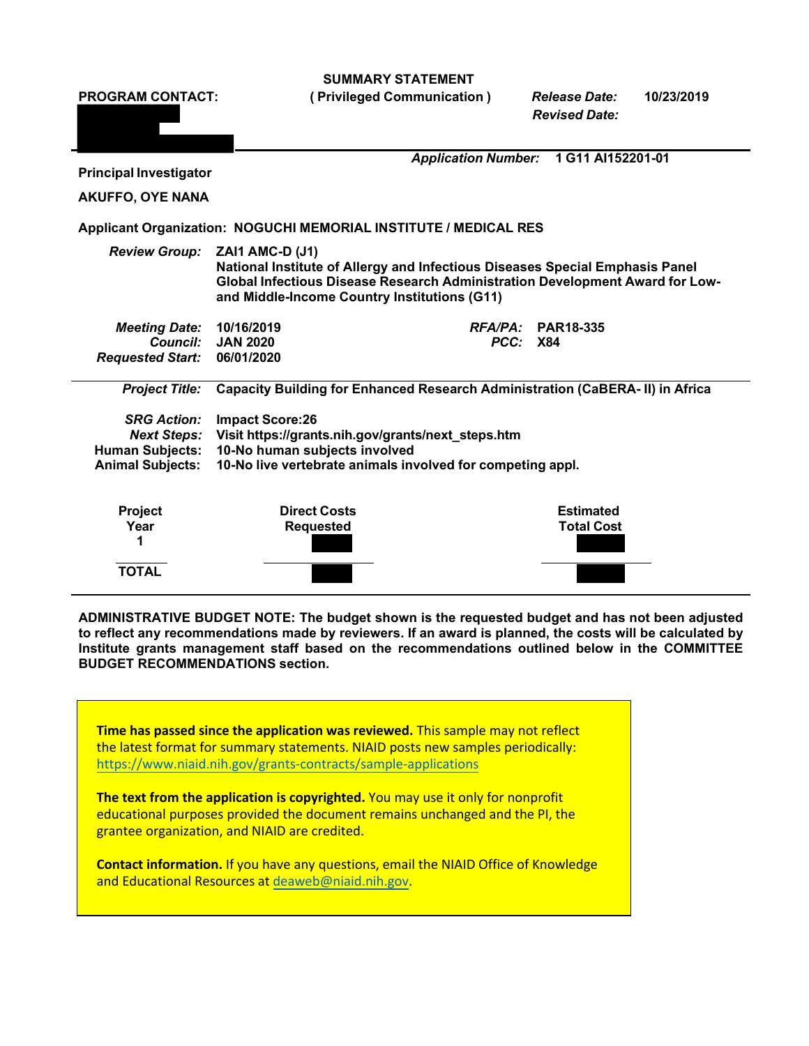**SUMMARY STATEMENT**

**( Privileged Communication )**

**PROGRAM CONTACT:**

*Release Date:* **10/23/2019**

*Revised Date:*

*Application Number:* **1 G11 AI152201-01**

**Principal Investigator**

**AKUFFO, OYE NANA**

**Applicant Organization: NOGUCHI MEMORIAL INSTITUTE / MEDICAL RES**

*Review Group:* **ZAI1 AMC-D (J1)**
**National Institute of Allergy and Infectious Diseases Special Emphasis Panel**
**Global Infectious Disease Research Administration Development Award for Low- and Middle-Income Country Institutions (G11)**

*Meeting Date:* **10/16/2019**
*Council:* **JAN 2020**
*Requested Start:* **06/01/2020**
*RFA/PA:* **PAR18-335**
*PCC:* **X84**

*Project Title:* **Capacity Building for Enhanced Research Administration (CaBERA- II) in Africa**

*SRG Action:* **Impact Score:26**
*Next Steps:* **Visit https://grants.nih.gov/grants/next_steps.htm**
**Human Subjects: 10-No human subjects involved**
**Animal Subjects: 10-No live vertebrate animals involved for competing appl.**

| Project Year | Direct Costs Requested | Estimated Total Cost |
|---|---|---|
| 1 | | |
| TOTAL | | |

**ADMINISTRATIVE BUDGET NOTE: The budget shown is the requested budget and has not been adjusted to reflect any recommendations made by reviewers. If an award is planned, the costs will be calculated by Institute grants management staff based on the recommendations outlined below in the COMMITTEE BUDGET RECOMMENDATIONS section.**

**Time has passed since the application was reviewed.** This sample may not reflect the latest format for summary statements. NIAID posts new samples periodically: https://www.niaid.nih.gov/grants-contracts/sample-applications

**The text from the application is copyrighted.** You may use it only for nonprofit educational purposes provided the document remains unchanged and the PI, the grantee organization, and NIAID are credited.

**Contact information.** If you have any questions, email the NIAID Office of Knowledge and Educational Resources at deaweb@niaid.nih.gov.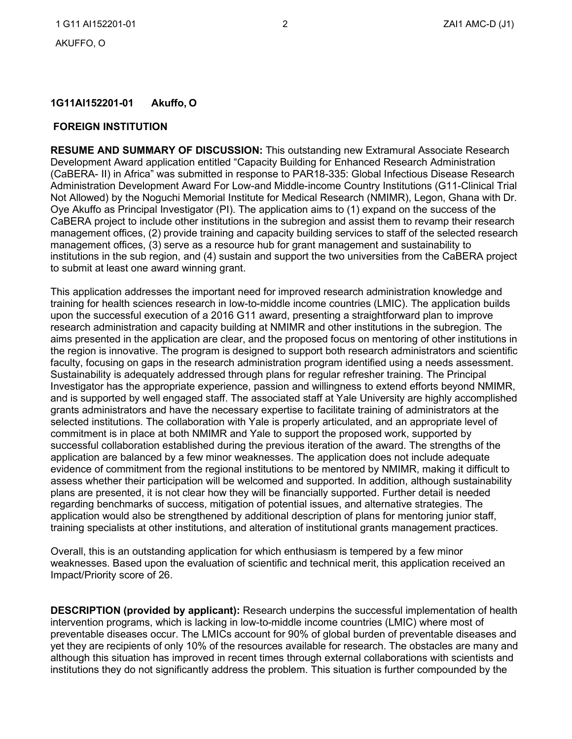**1G11AI152201-01 Akuffo, O**

**FOREIGN INSTITUTION**

**RESUME AND SUMMARY OF DISCUSSION:** This outstanding new Extramural Associate Research Development Award application entitled "Capacity Building for Enhanced Research Administration (CaBERA- II) in Africa" was submitted in response to PAR18-335: Global Infectious Disease Research Administration Development Award For Low-and Middle-income Country Institutions (G11-Clinical Trial Not Allowed) by the Noguchi Memorial Institute for Medical Research (NMIMR), Legon, Ghana with Dr. Oye Akuffo as Principal Investigator (PI). The application aims to (1) expand on the success of the CaBERA project to include other institutions in the subregion and assist them to revamp their research management offices, (2) provide training and capacity building services to staff of the selected research management offices, (3) serve as a resource hub for grant management and sustainability to institutions in the sub region, and (4) sustain and support the two universities from the CaBERA project to submit at least one award winning grant.

This application addresses the important need for improved research administration knowledge and training for health sciences research in low-to-middle income countries (LMIC). The application builds upon the successful execution of a 2016 G11 award, presenting a straightforward plan to improve research administration and capacity building at NMIMR and other institutions in the subregion. The aims presented in the application are clear, and the proposed focus on mentoring of other institutions in the region is innovative. The program is designed to support both research administrators and scientific faculty, focusing on gaps in the research administration program identified using a needs assessment. Sustainability is adequately addressed through plans for regular refresher training. The Principal Investigator has the appropriate experience, passion and willingness to extend efforts beyond NMIMR, and is supported by well engaged staff. The associated staff at Yale University are highly accomplished grants administrators and have the necessary expertise to facilitate training of administrators at the selected institutions. The collaboration with Yale is properly articulated, and an appropriate level of commitment is in place at both NMIMR and Yale to support the proposed work, supported by successful collaboration established during the previous iteration of the award. The strengths of the application are balanced by a few minor weaknesses. The application does not include adequate evidence of commitment from the regional institutions to be mentored by NMIMR, making it difficult to assess whether their participation will be welcomed and supported. In addition, although sustainability plans are presented, it is not clear how they will be financially supported. Further detail is needed regarding benchmarks of success, mitigation of potential issues, and alternative strategies. The application would also be strengthened by additional description of plans for mentoring junior staff, training specialists at other institutions, and alteration of institutional grants management practices.

Overall, this is an outstanding application for which enthusiasm is tempered by a few minor weaknesses. Based upon the evaluation of scientific and technical merit, this application received an Impact/Priority score of 26.

**DESCRIPTION (provided by applicant):** Research underpins the successful implementation of health intervention programs, which is lacking in low-to-middle income countries (LMIC) where most of preventable diseases occur. The LMICs account for 90% of global burden of preventable diseases and yet they are recipients of only 10% of the resources available for research. The obstacles are many and although this situation has improved in recent times through external collaborations with scientists and institutions they do not significantly address the problem. This situation is further compounded by the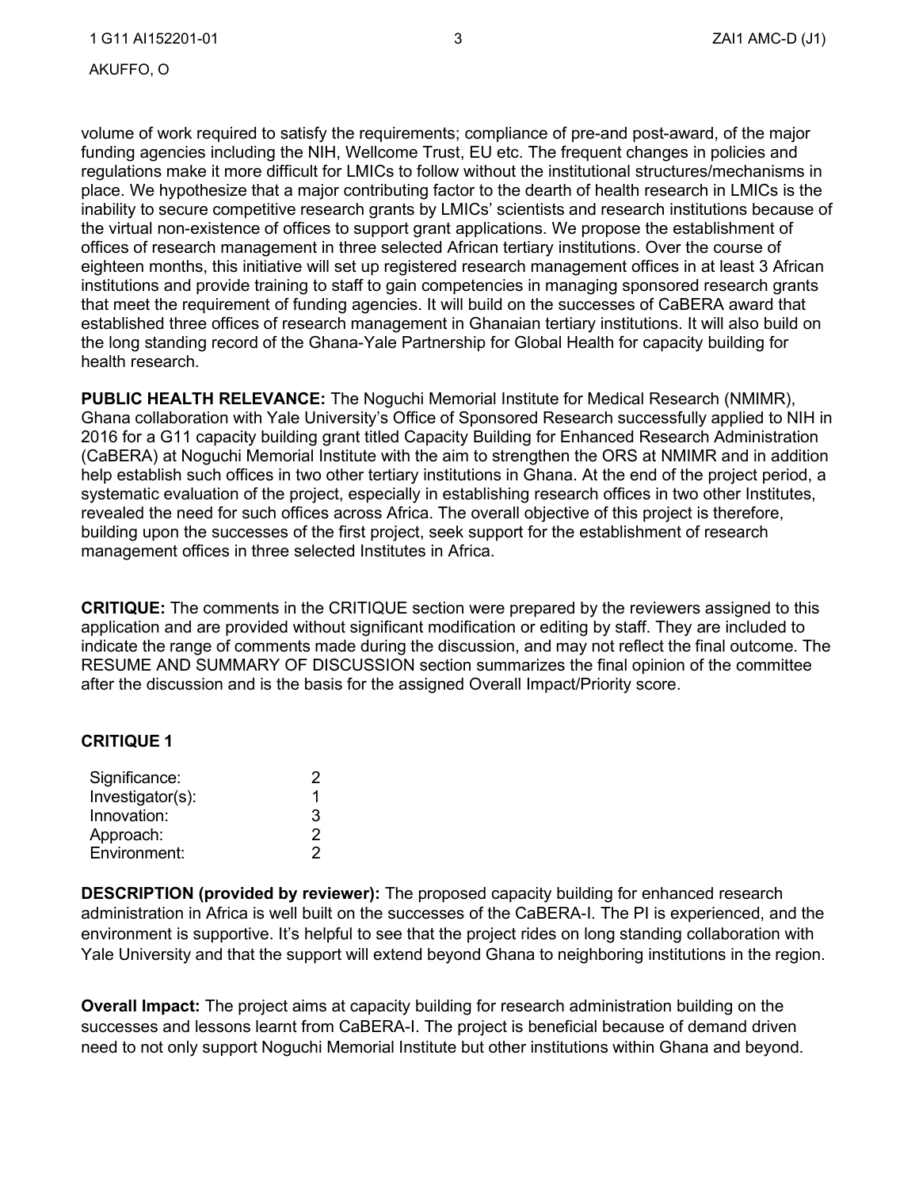volume of work required to satisfy the requirements; compliance of pre-and post-award, of the major funding agencies including the NIH, Wellcome Trust, EU etc. The frequent changes in policies and regulations make it more difficult for LMICs to follow without the institutional structures/mechanisms in place. We hypothesize that a major contributing factor to the dearth of health research in LMICs is the inability to secure competitive research grants by LMICs' scientists and research institutions because of the virtual non-existence of offices to support grant applications. We propose the establishment of offices of research management in three selected African tertiary institutions. Over the course of eighteen months, this initiative will set up registered research management offices in at least 3 African institutions and provide training to staff to gain competencies in managing sponsored research grants that meet the requirement of funding agencies. It will build on the successes of CaBERA award that established three offices of research management in Ghanaian tertiary institutions. It will also build on the long standing record of the Ghana-Yale Partnership for Global Health for capacity building for health research.

**PUBLIC HEALTH RELEVANCE:** The Noguchi Memorial Institute for Medical Research (NMIMR), Ghana collaboration with Yale University's Office of Sponsored Research successfully applied to NIH in 2016 for a G11 capacity building grant titled Capacity Building for Enhanced Research Administration (CaBERA) at Noguchi Memorial Institute with the aim to strengthen the ORS at NMIMR and in addition help establish such offices in two other tertiary institutions in Ghana. At the end of the project period, a systematic evaluation of the project, especially in establishing research offices in two other Institutes, revealed the need for such offices across Africa. The overall objective of this project is therefore, building upon the successes of the first project, seek support for the establishment of research management offices in three selected Institutes in Africa.

**CRITIQUE:** The comments in the CRITIQUE section were prepared by the reviewers assigned to this application and are provided without significant modification or editing by staff. They are included to indicate the range of comments made during the discussion, and may not reflect the final outcome. The RESUME AND SUMMARY OF DISCUSSION section summarizes the final opinion of the committee after the discussion and is the basis for the assigned Overall Impact/Priority score.

## CRITIQUE 1

| | |
|---|---|
| Significance: | 2 |
| Investigator(s): | 1 |
| Innovation: | 3 |
| Approach: | 2 |
| Environment: | 2 |

**DESCRIPTION (provided by reviewer):** The proposed capacity building for enhanced research administration in Africa is well built on the successes of the CaBERA-I. The PI is experienced, and the environment is supportive. It's helpful to see that the project rides on long standing collaboration with Yale University and that the support will extend beyond Ghana to neighboring institutions in the region.

**Overall Impact:** The project aims at capacity building for research administration building on the successes and lessons learnt from CaBERA-I. The project is beneficial because of demand driven need to not only support Noguchi Memorial Institute but other institutions within Ghana and beyond.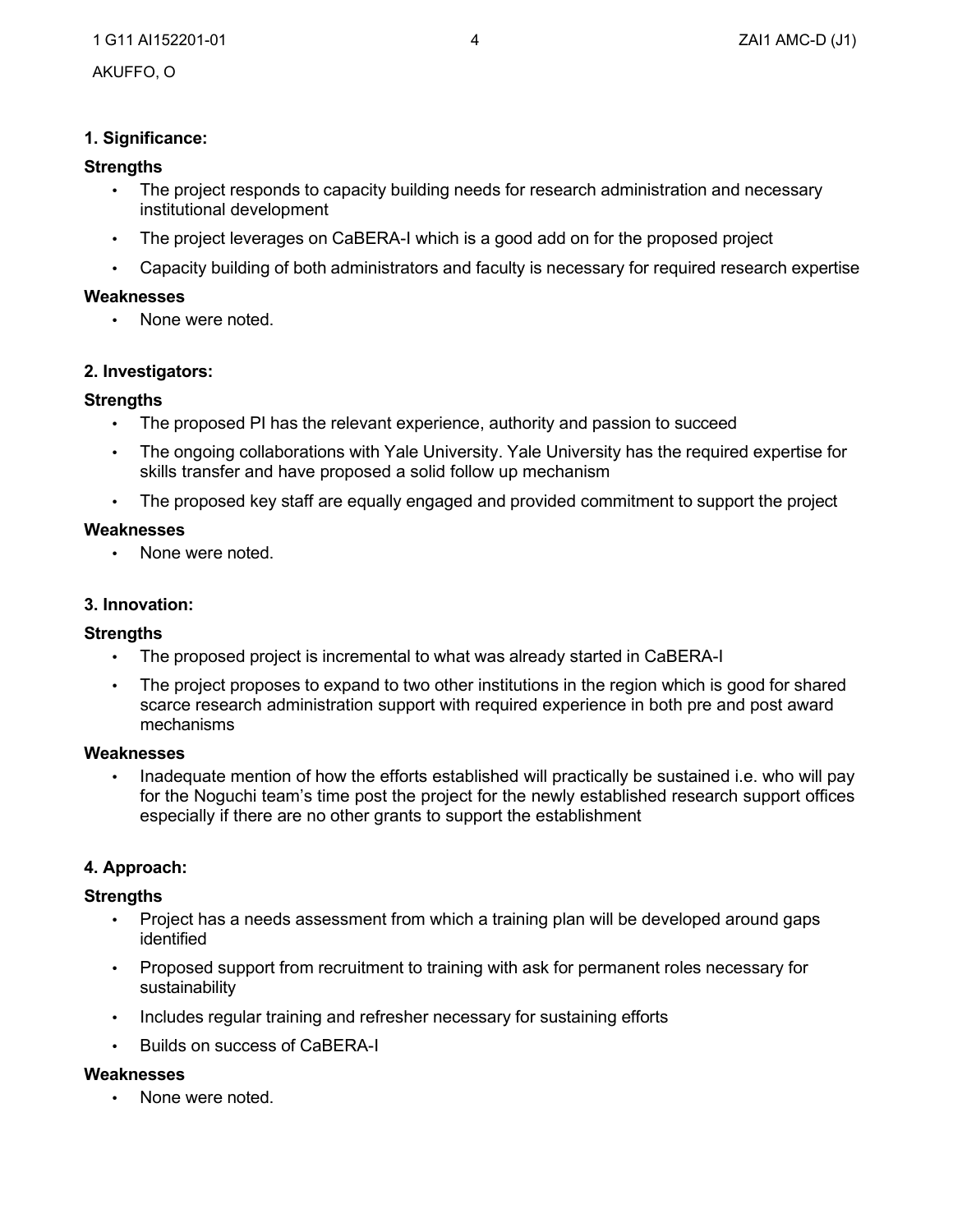### 1. Significance:

**Strengths**

- The project responds to capacity building needs for research administration and necessary institutional development
- The project leverages on CaBERA-I which is a good add on for the proposed project
- Capacity building of both administrators and faculty is necessary for required research expertise

**Weaknesses**

- None were noted.

### 2. Investigators:

**Strengths**

- The proposed PI has the relevant experience, authority and passion to succeed
- The ongoing collaborations with Yale University. Yale University has the required expertise for skills transfer and have proposed a solid follow up mechanism
- The proposed key staff are equally engaged and provided commitment to support the project

**Weaknesses**

- None were noted.

### 3. Innovation:

**Strengths**

- The proposed project is incremental to what was already started in CaBERA-I
- The project proposes to expand to two other institutions in the region which is good for shared scarce research administration support with required experience in both pre and post award mechanisms

**Weaknesses**

- Inadequate mention of how the efforts established will practically be sustained i.e. who will pay for the Noguchi team's time post the project for the newly established research support offices especially if there are no other grants to support the establishment

### 4. Approach:

**Strengths**

- Project has a needs assessment from which a training plan will be developed around gaps identified
- Proposed support from recruitment to training with ask for permanent roles necessary for sustainability
- Includes regular training and refresher necessary for sustaining efforts
- Builds on success of CaBERA-I

**Weaknesses**

- None were noted.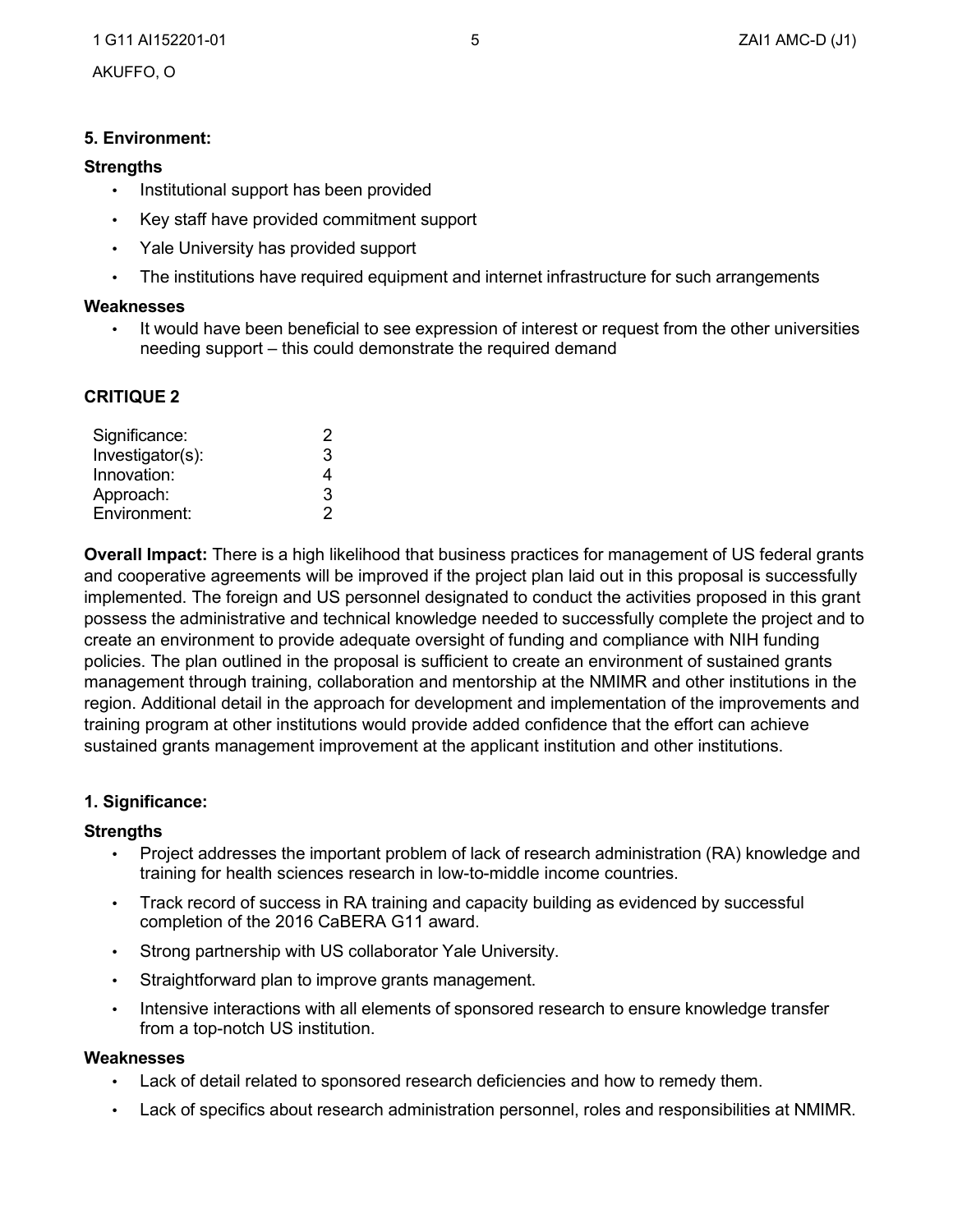### 5. Environment:

**Strengths**

- Institutional support has been provided
- Key staff have provided commitment support
- Yale University has provided support
- The institutions have required equipment and internet infrastructure for such arrangements

**Weaknesses**

- It would have been beneficial to see expression of interest or request from the other universities needing support – this could demonstrate the required demand

## CRITIQUE 2

| | |
|---|---|
| Significance: | 2 |
| Investigator(s): | 3 |
| Innovation: | 4 |
| Approach: | 3 |
| Environment: | 2 |

**Overall Impact:** There is a high likelihood that business practices for management of US federal grants and cooperative agreements will be improved if the project plan laid out in this proposal is successfully implemented. The foreign and US personnel designated to conduct the activities proposed in this grant possess the administrative and technical knowledge needed to successfully complete the project and to create an environment to provide adequate oversight of funding and compliance with NIH funding policies. The plan outlined in the proposal is sufficient to create an environment of sustained grants management through training, collaboration and mentorship at the NMIMR and other institutions in the region. Additional detail in the approach for development and implementation of the improvements and training program at other institutions would provide added confidence that the effort can achieve sustained grants management improvement at the applicant institution and other institutions.

### 1. Significance:

**Strengths**

- Project addresses the important problem of lack of research administration (RA) knowledge and training for health sciences research in low-to-middle income countries.
- Track record of success in RA training and capacity building as evidenced by successful completion of the 2016 CaBERA G11 award.
- Strong partnership with US collaborator Yale University.
- Straightforward plan to improve grants management.
- Intensive interactions with all elements of sponsored research to ensure knowledge transfer from a top-notch US institution.

**Weaknesses**

- Lack of detail related to sponsored research deficiencies and how to remedy them.
- Lack of specifics about research administration personnel, roles and responsibilities at NMIMR.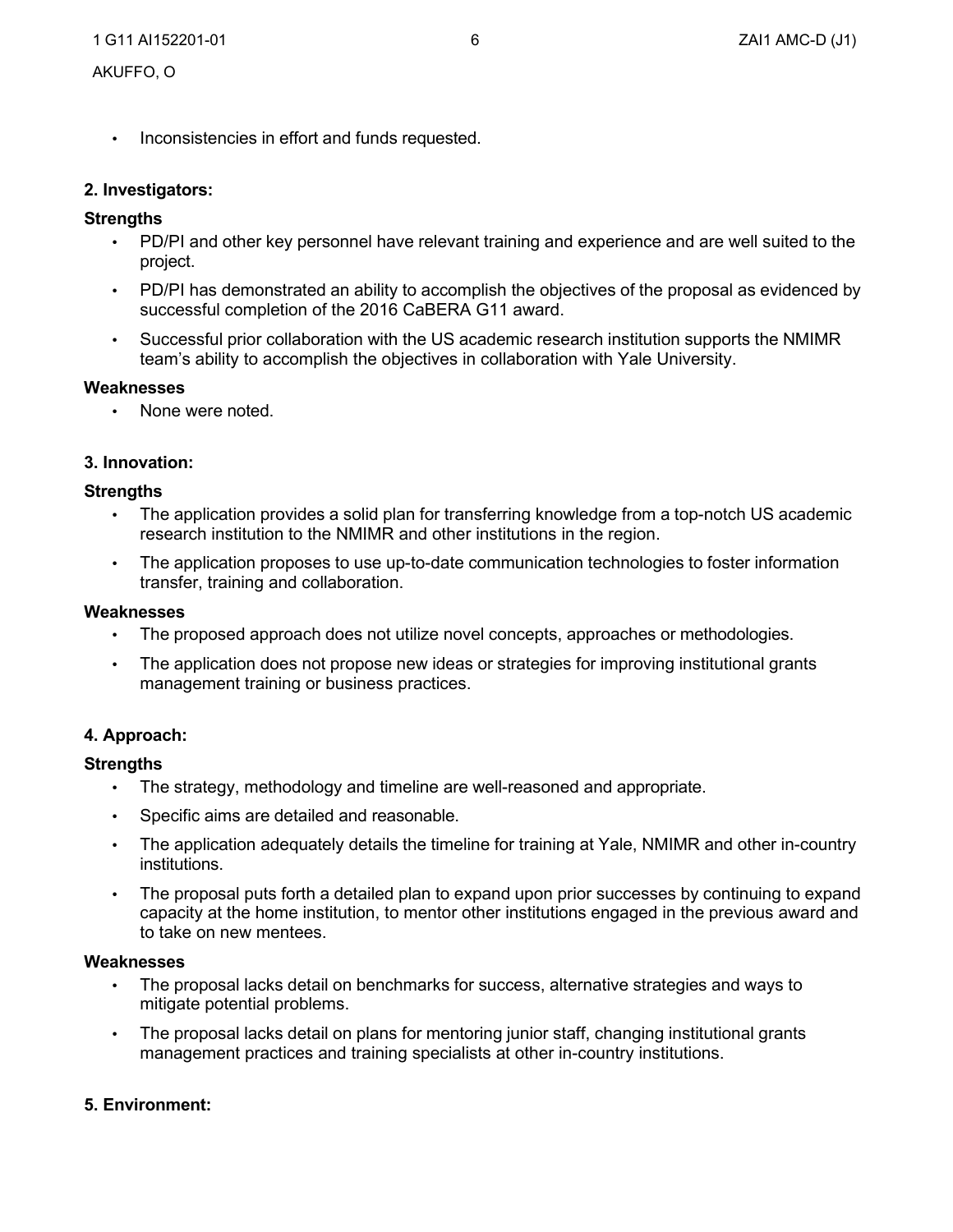- Inconsistencies in effort and funds requested.

**2. Investigators:**

**Strengths**

- PD/PI and other key personnel have relevant training and experience and are well suited to the project.
- PD/PI has demonstrated an ability to accomplish the objectives of the proposal as evidenced by successful completion of the 2016 CaBERA G11 award.
- Successful prior collaboration with the US academic research institution supports the NMIMR team's ability to accomplish the objectives in collaboration with Yale University.

**Weaknesses**

- None were noted.

**3. Innovation:**

**Strengths**

- The application provides a solid plan for transferring knowledge from a top-notch US academic research institution to the NMIMR and other institutions in the region.
- The application proposes to use up-to-date communication technologies to foster information transfer, training and collaboration.

**Weaknesses**

- The proposed approach does not utilize novel concepts, approaches or methodologies.
- The application does not propose new ideas or strategies for improving institutional grants management training or business practices.

**4. Approach:**

**Strengths**

- The strategy, methodology and timeline are well-reasoned and appropriate.
- Specific aims are detailed and reasonable.
- The application adequately details the timeline for training at Yale, NMIMR and other in-country institutions.
- The proposal puts forth a detailed plan to expand upon prior successes by continuing to expand capacity at the home institution, to mentor other institutions engaged in the previous award and to take on new mentees.

**Weaknesses**

- The proposal lacks detail on benchmarks for success, alternative strategies and ways to mitigate potential problems.
- The proposal lacks detail on plans for mentoring junior staff, changing institutional grants management practices and training specialists at other in-country institutions.

**5. Environment:**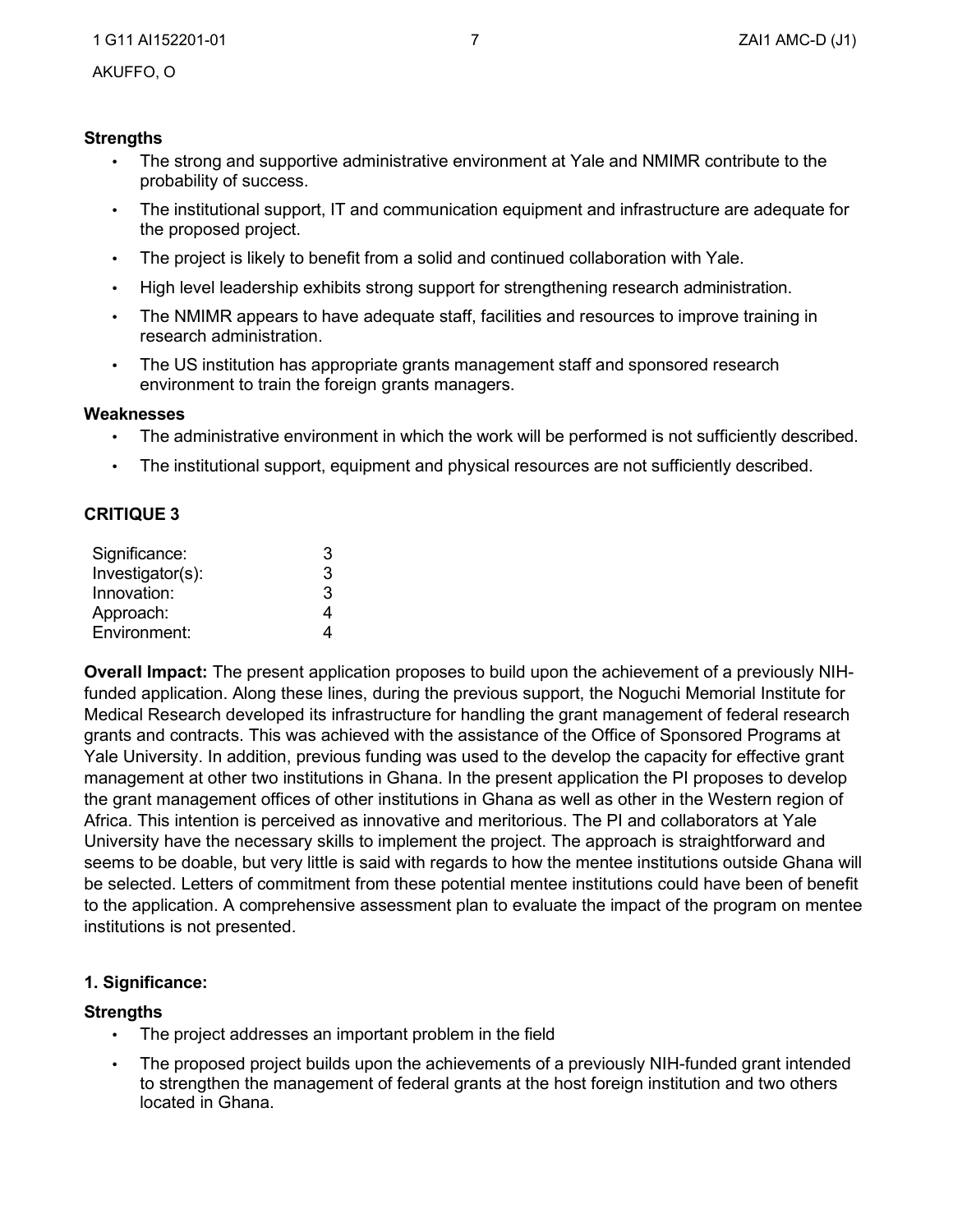**Strengths**

- The strong and supportive administrative environment at Yale and NMIMR contribute to the probability of success.
- The institutional support, IT and communication equipment and infrastructure are adequate for the proposed project.
- The project is likely to benefit from a solid and continued collaboration with Yale.
- High level leadership exhibits strong support for strengthening research administration.
- The NMIMR appears to have adequate staff, facilities and resources to improve training in research administration.
- The US institution has appropriate grants management staff and sponsored research environment to train the foreign grants managers.

**Weaknesses**

- The administrative environment in which the work will be performed is not sufficiently described.
- The institutional support, equipment and physical resources are not sufficiently described.

## CRITIQUE 3

| | |
|---|---|
| Significance: | 3 |
| Investigator(s): | 3 |
| Innovation: | 3 |
| Approach: | 4 |
| Environment: | 4 |

**Overall Impact:** The present application proposes to build upon the achievement of a previously NIH-funded application. Along these lines, during the previous support, the Noguchi Memorial Institute for Medical Research developed its infrastructure for handling the grant management of federal research grants and contracts. This was achieved with the assistance of the Office of Sponsored Programs at Yale University. In addition, previous funding was used to the develop the capacity for effective grant management at other two institutions in Ghana. In the present application the PI proposes to develop the grant management offices of other institutions in Ghana as well as other in the Western region of Africa. This intention is perceived as innovative and meritorious. The PI and collaborators at Yale University have the necessary skills to implement the project. The approach is straightforward and seems to be doable, but very little is said with regards to how the mentee institutions outside Ghana will be selected. Letters of commitment from these potential mentee institutions could have been of benefit to the application. A comprehensive assessment plan to evaluate the impact of the program on mentee institutions is not presented.

### 1. Significance:

**Strengths**

- The project addresses an important problem in the field
- The proposed project builds upon the achievements of a previously NIH-funded grant intended to strengthen the management of federal grants at the host foreign institution and two others located in Ghana.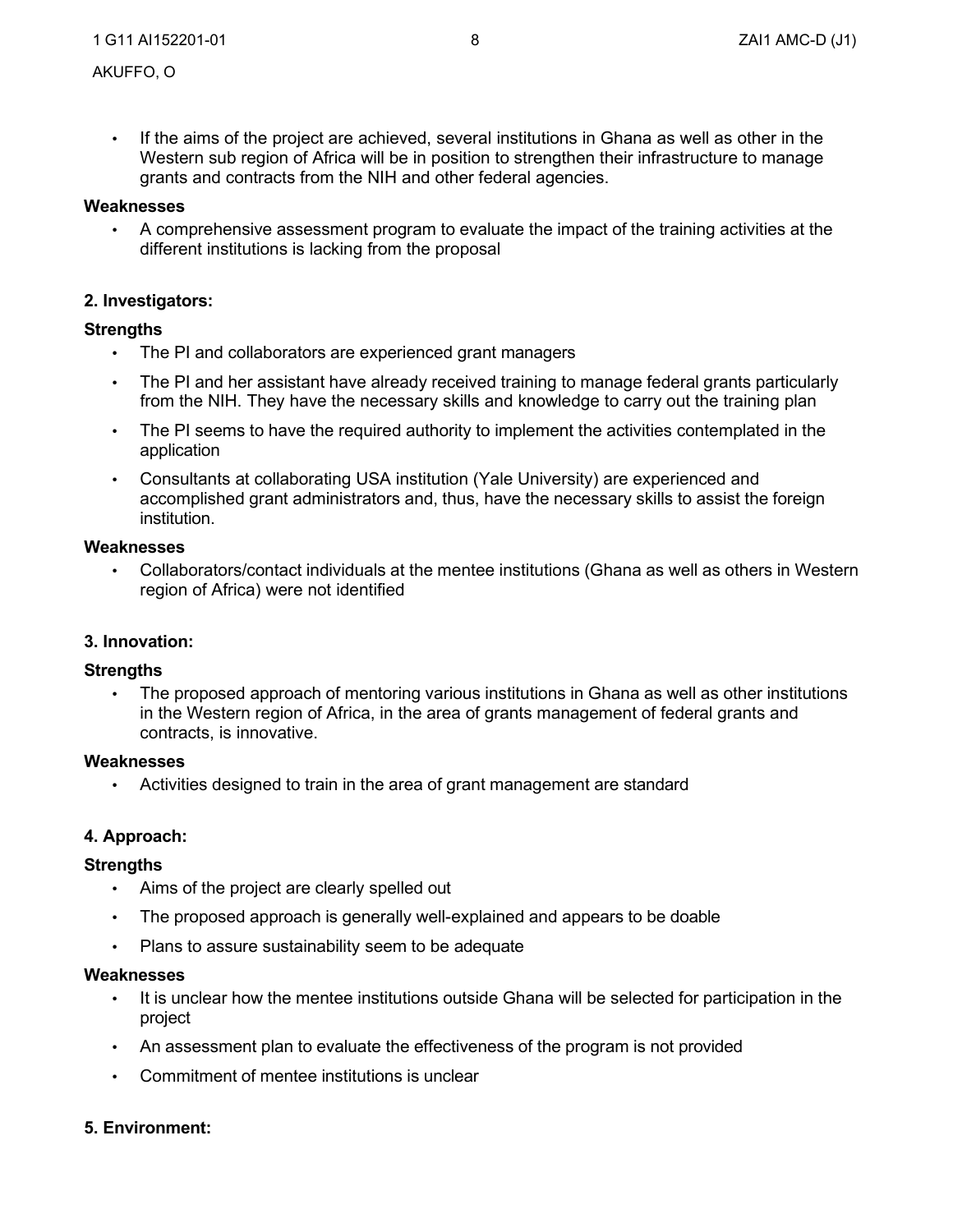- If the aims of the project are achieved, several institutions in Ghana as well as other in the Western sub region of Africa will be in position to strengthen their infrastructure to manage grants and contracts from the NIH and other federal agencies.

**Weaknesses**

- A comprehensive assessment program to evaluate the impact of the training activities at the different institutions is lacking from the proposal

**2. Investigators:**

**Strengths**

- The PI and collaborators are experienced grant managers
- The PI and her assistant have already received training to manage federal grants particularly from the NIH. They have the necessary skills and knowledge to carry out the training plan
- The PI seems to have the required authority to implement the activities contemplated in the application
- Consultants at collaborating USA institution (Yale University) are experienced and accomplished grant administrators and, thus, have the necessary skills to assist the foreign institution.

**Weaknesses**

- Collaborators/contact individuals at the mentee institutions (Ghana as well as others in Western region of Africa) were not identified

**3. Innovation:**

**Strengths**

- The proposed approach of mentoring various institutions in Ghana as well as other institutions in the Western region of Africa, in the area of grants management of federal grants and contracts, is innovative.

**Weaknesses**

- Activities designed to train in the area of grant management are standard

**4. Approach:**

**Strengths**

- Aims of the project are clearly spelled out
- The proposed approach is generally well-explained and appears to be doable
- Plans to assure sustainability seem to be adequate

**Weaknesses**

- It is unclear how the mentee institutions outside Ghana will be selected for participation in the project
- An assessment plan to evaluate the effectiveness of the program is not provided
- Commitment of mentee institutions is unclear

**5. Environment:**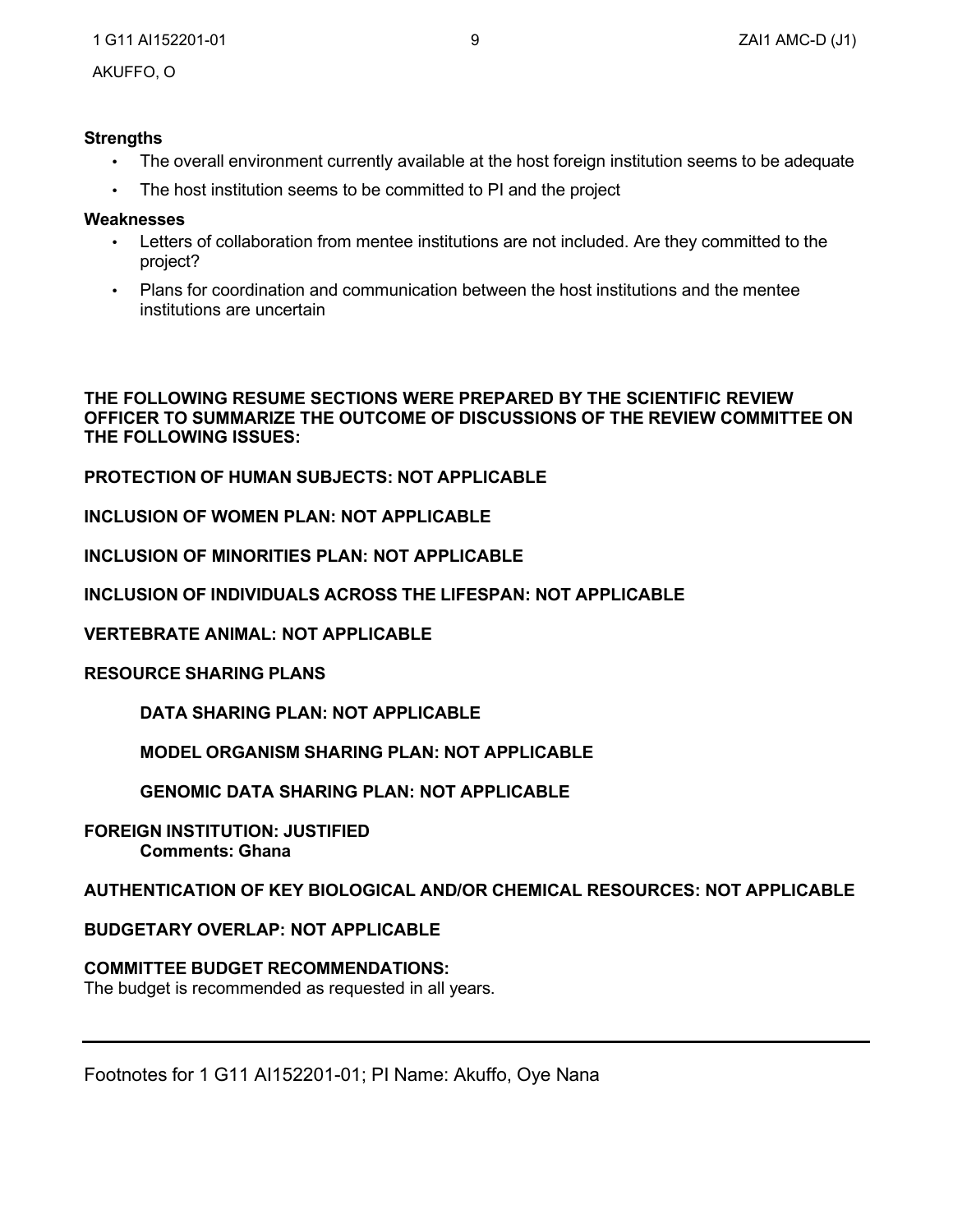**Strengths**

- The overall environment currently available at the host foreign institution seems to be adequate
- The host institution seems to be committed to PI and the project

**Weaknesses**

- Letters of collaboration from mentee institutions are not included. Are they committed to the project?
- Plans for coordination and communication between the host institutions and the mentee institutions are uncertain

**THE FOLLOWING RESUME SECTIONS WERE PREPARED BY THE SCIENTIFIC REVIEW OFFICER TO SUMMARIZE THE OUTCOME OF DISCUSSIONS OF THE REVIEW COMMITTEE ON THE FOLLOWING ISSUES:**

**PROTECTION OF HUMAN SUBJECTS: NOT APPLICABLE**

**INCLUSION OF WOMEN PLAN: NOT APPLICABLE**

**INCLUSION OF MINORITIES PLAN: NOT APPLICABLE**

**INCLUSION OF INDIVIDUALS ACROSS THE LIFESPAN: NOT APPLICABLE**

**VERTEBRATE ANIMAL: NOT APPLICABLE**

**RESOURCE SHARING PLANS**

**DATA SHARING PLAN: NOT APPLICABLE**

**MODEL ORGANISM SHARING PLAN: NOT APPLICABLE**

**GENOMIC DATA SHARING PLAN: NOT APPLICABLE**

**FOREIGN INSTITUTION: JUSTIFIED**
**Comments: Ghana**

**AUTHENTICATION OF KEY BIOLOGICAL AND/OR CHEMICAL RESOURCES: NOT APPLICABLE**

**BUDGETARY OVERLAP: NOT APPLICABLE**

**COMMITTEE BUDGET RECOMMENDATIONS:**
The budget is recommended as requested in all years.

---

Footnotes for 1 G11 AI152201-01; PI Name: Akuffo, Oye Nana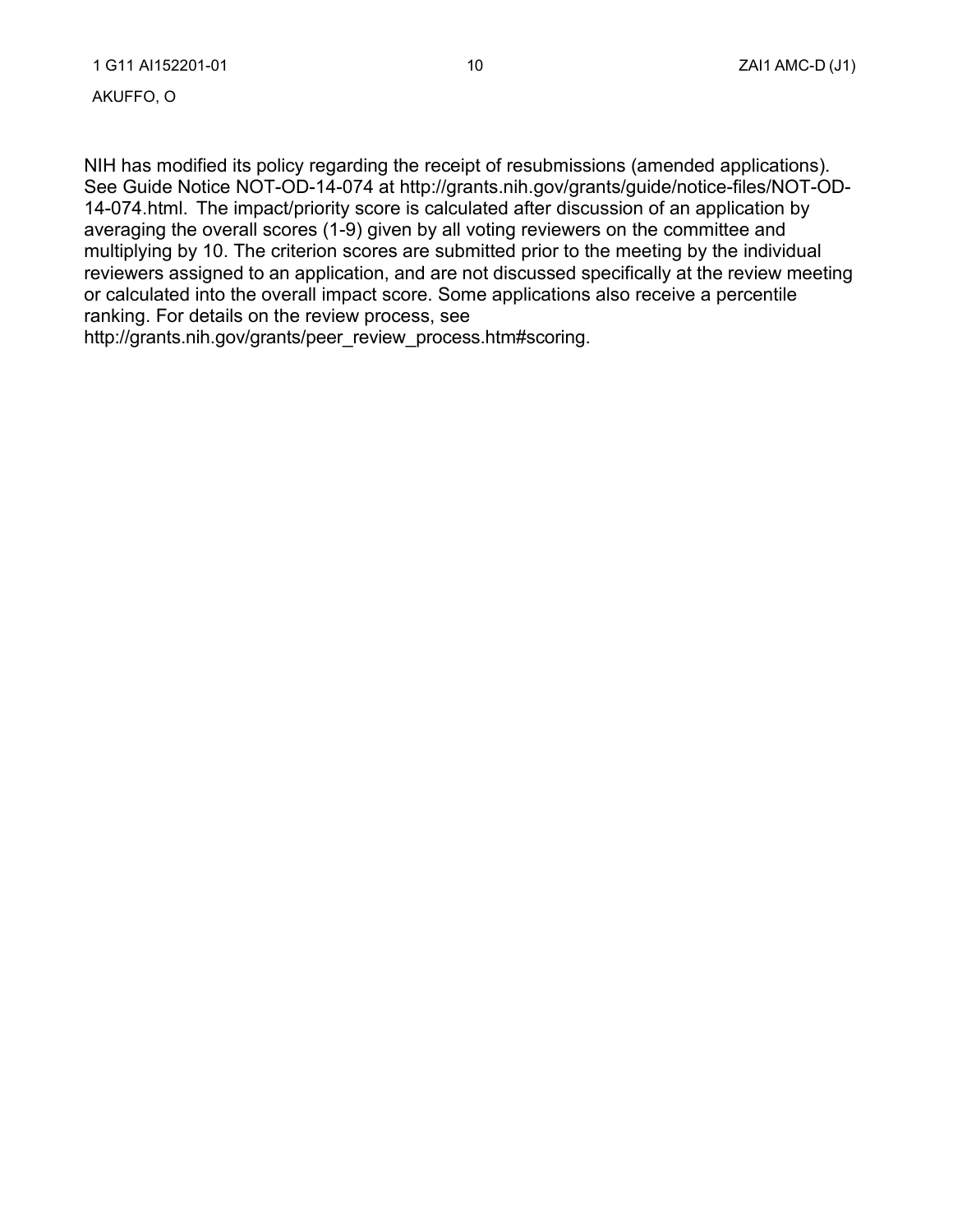NIH has modified its policy regarding the receipt of resubmissions (amended applications). See Guide Notice NOT-OD-14-074 at http://grants.nih.gov/grants/guide/notice-files/NOT-OD-14-074.html. The impact/priority score is calculated after discussion of an application by averaging the overall scores (1-9) given by all voting reviewers on the committee and multiplying by 10. The criterion scores are submitted prior to the meeting by the individual reviewers assigned to an application, and are not discussed specifically at the review meeting or calculated into the overall impact score. Some applications also receive a percentile ranking. For details on the review process, see http://grants.nih.gov/grants/peer_review_process.htm#scoring.